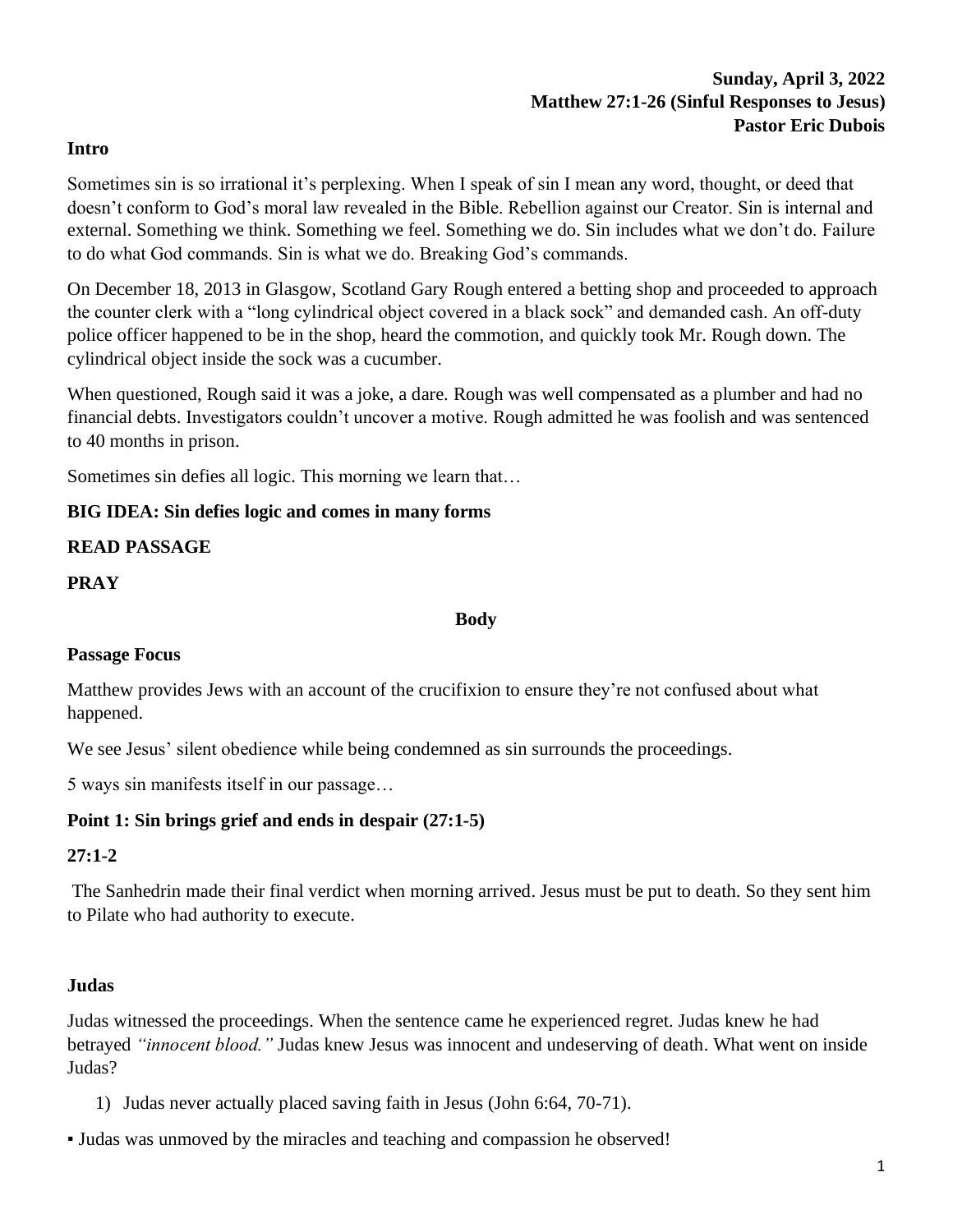**Sunday, April 3, 2022**
**Matthew 27:1-26 (Sinful Responses to Jesus)**
**Pastor Eric Dubois**

**Intro**

Sometimes sin is so irrational it's perplexing. When I speak of sin I mean any word, thought, or deed that doesn't conform to God's moral law revealed in the Bible. Rebellion against our Creator. Sin is internal and external. Something we think. Something we feel. Something we do. Sin includes what we don't do. Failure to do what God commands. Sin is what we do. Breaking God's commands.

On December 18, 2013 in Glasgow, Scotland Gary Rough entered a betting shop and proceeded to approach the counter clerk with a "long cylindrical object covered in a black sock" and demanded cash. An off-duty police officer happened to be in the shop, heard the commotion, and quickly took Mr. Rough down. The cylindrical object inside the sock was a cucumber.

When questioned, Rough said it was a joke, a dare. Rough was well compensated as a plumber and had no financial debts. Investigators couldn't uncover a motive. Rough admitted he was foolish and was sentenced to 40 months in prison.

Sometimes sin defies all logic. This morning we learn that…

**BIG IDEA: Sin defies logic and comes in many forms**

**READ PASSAGE**

**PRAY**

**Body**

**Passage Focus**

Matthew provides Jews with an account of the crucifixion to ensure they're not confused about what happened.

We see Jesus' silent obedience while being condemned as sin surrounds the proceedings.

5 ways sin manifests itself in our passage…

**Point 1: Sin brings grief and ends in despair (27:1-5)**

**27:1-2**

The Sanhedrin made their final verdict when morning arrived. Jesus must be put to death. So they sent him to Pilate who had authority to execute.

**Judas**

Judas witnessed the proceedings. When the sentence came he experienced regret. Judas knew he had betrayed *"innocent blood."* Judas knew Jesus was innocent and undeserving of death. What went on inside Judas?

1) Judas never actually placed saving faith in Jesus (John 6:64, 70-71).

▪ Judas was unmoved by the miracles and teaching and compassion he observed!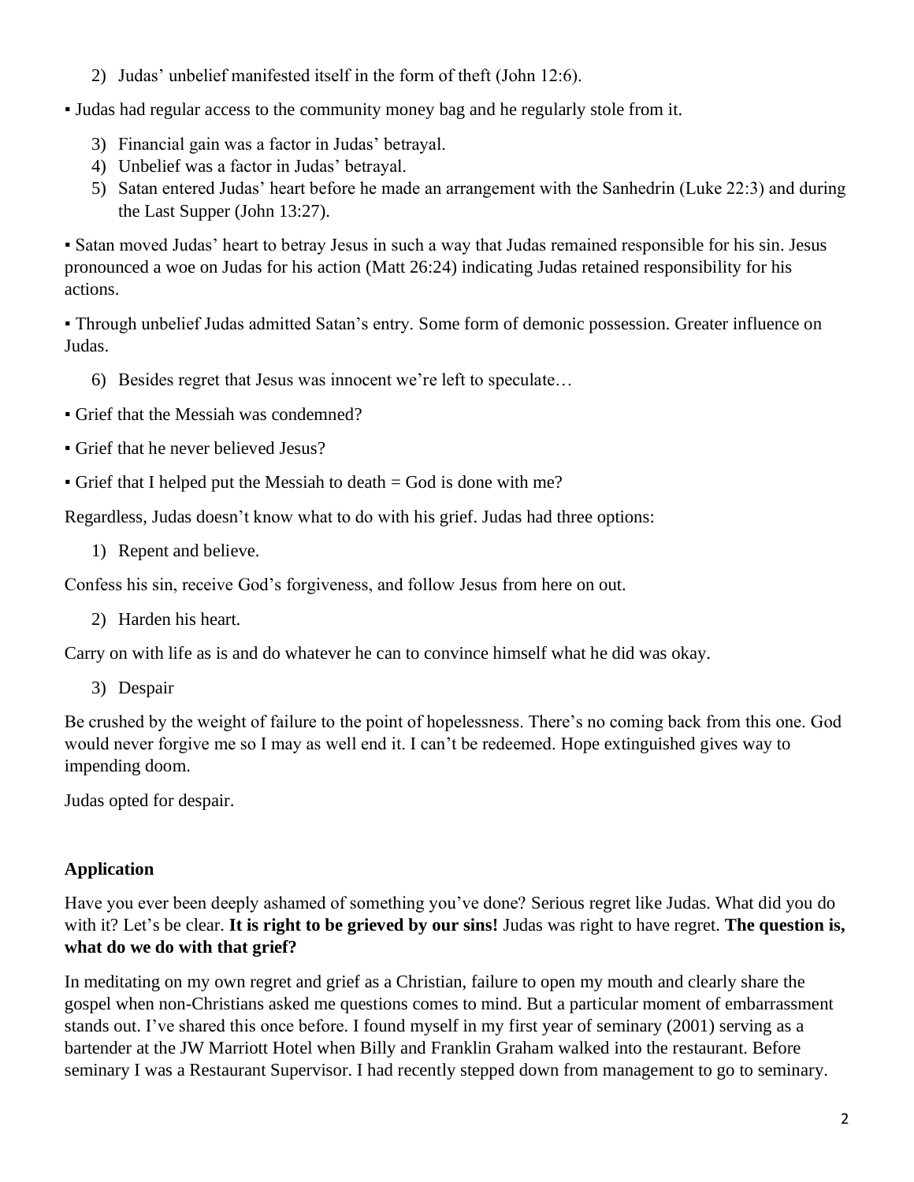2) Judas' unbelief manifested itself in the form of theft (John 12:6).

▪ Judas had regular access to the community money bag and he regularly stole from it.

3) Financial gain was a factor in Judas' betrayal.
4) Unbelief was a factor in Judas' betrayal.
5) Satan entered Judas' heart before he made an arrangement with the Sanhedrin (Luke 22:3) and during the Last Supper (John 13:27).

▪ Satan moved Judas' heart to betray Jesus in such a way that Judas remained responsible for his sin. Jesus pronounced a woe on Judas for his action (Matt 26:24) indicating Judas retained responsibility for his actions.

▪ Through unbelief Judas admitted Satan's entry. Some form of demonic possession. Greater influence on Judas.

6) Besides regret that Jesus was innocent we're left to speculate…

▪ Grief that the Messiah was condemned?

▪ Grief that he never believed Jesus?

▪ Grief that I helped put the Messiah to death = God is done with me?

Regardless, Judas doesn't know what to do with his grief. Judas had three options:

1) Repent and believe.

Confess his sin, receive God's forgiveness, and follow Jesus from here on out.

2) Harden his heart.

Carry on with life as is and do whatever he can to convince himself what he did was okay.

3) Despair

Be crushed by the weight of failure to the point of hopelessness. There's no coming back from this one. God would never forgive me so I may as well end it. I can't be redeemed. Hope extinguished gives way to impending doom.

Judas opted for despair.

## Application

Have you ever been deeply ashamed of something you've done? Serious regret like Judas. What did you do with it? Let's be clear. **It is right to be grieved by our sins!** Judas was right to have regret. **The question is, what do we do with that grief?**

In meditating on my own regret and grief as a Christian, failure to open my mouth and clearly share the gospel when non-Christians asked me questions comes to mind. But a particular moment of embarrassment stands out. I've shared this once before. I found myself in my first year of seminary (2001) serving as a bartender at the JW Marriott Hotel when Billy and Franklin Graham walked into the restaurant. Before seminary I was a Restaurant Supervisor. I had recently stepped down from management to go to seminary.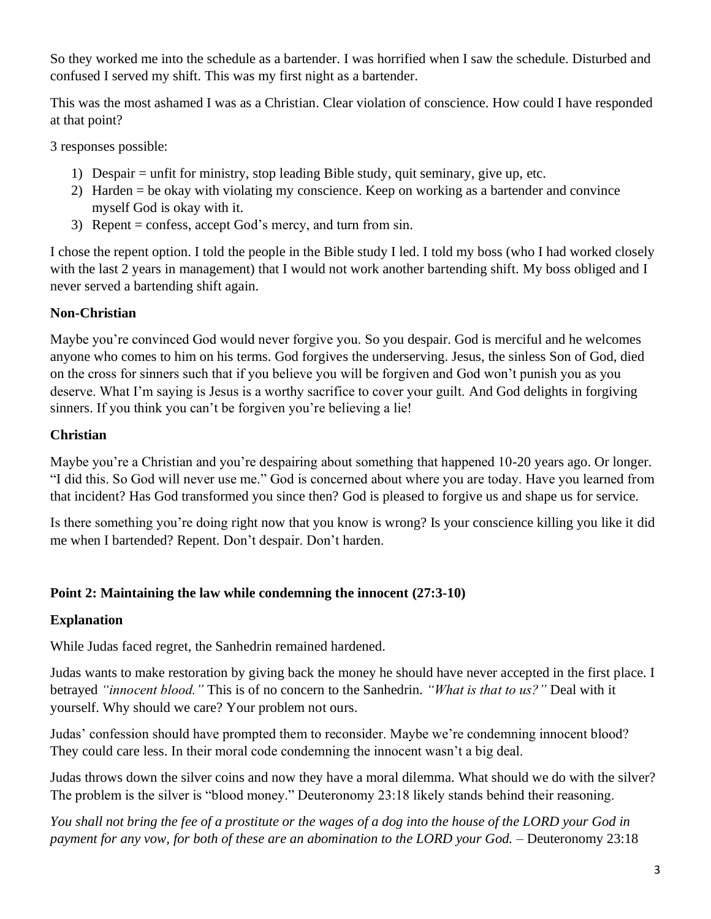So they worked me into the schedule as a bartender. I was horrified when I saw the schedule. Disturbed and confused I served my shift. This was my first night as a bartender.

This was the most ashamed I was as a Christian. Clear violation of conscience. How could I have responded at that point?

3 responses possible:

1) Despair = unfit for ministry, stop leading Bible study, quit seminary, give up, etc.
2) Harden = be okay with violating my conscience. Keep on working as a bartender and convince myself God is okay with it.
3) Repent = confess, accept God's mercy, and turn from sin.

I chose the repent option. I told the people in the Bible study I led. I told my boss (who I had worked closely with the last 2 years in management) that I would not work another bartending shift. My boss obliged and I never served a bartending shift again.

**Non-Christian**

Maybe you're convinced God would never forgive you. So you despair. God is merciful and he welcomes anyone who comes to him on his terms. God forgives the underserving. Jesus, the sinless Son of God, died on the cross for sinners such that if you believe you will be forgiven and God won't punish you as you deserve. What I'm saying is Jesus is a worthy sacrifice to cover your guilt. And God delights in forgiving sinners. If you think you can't be forgiven you're believing a lie!

**Christian**

Maybe you're a Christian and you're despairing about something that happened 10-20 years ago. Or longer. "I did this. So God will never use me." God is concerned about where you are today. Have you learned from that incident? Has God transformed you since then? God is pleased to forgive us and shape us for service.

Is there something you're doing right now that you know is wrong? Is your conscience killing you like it did me when I bartended? Repent. Don't despair. Don't harden.

**Point 2: Maintaining the law while condemning the innocent (27:3-10)**

**Explanation**

While Judas faced regret, the Sanhedrin remained hardened.

Judas wants to make restoration by giving back the money he should have never accepted in the first place. I betrayed *"innocent blood."* This is of no concern to the Sanhedrin. *"What is that to us?"* Deal with it yourself. Why should we care? Your problem not ours.

Judas' confession should have prompted them to reconsider. Maybe we're condemning innocent blood? They could care less. In their moral code condemning the innocent wasn't a big deal.

Judas throws down the silver coins and now they have a moral dilemma. What should we do with the silver? The problem is the silver is "blood money." Deuteronomy 23:18 likely stands behind their reasoning.

*You shall not bring the fee of a prostitute or the wages of a dog into the house of the LORD your God in payment for any vow, for both of these are an abomination to the LORD your God.* – Deuteronomy 23:18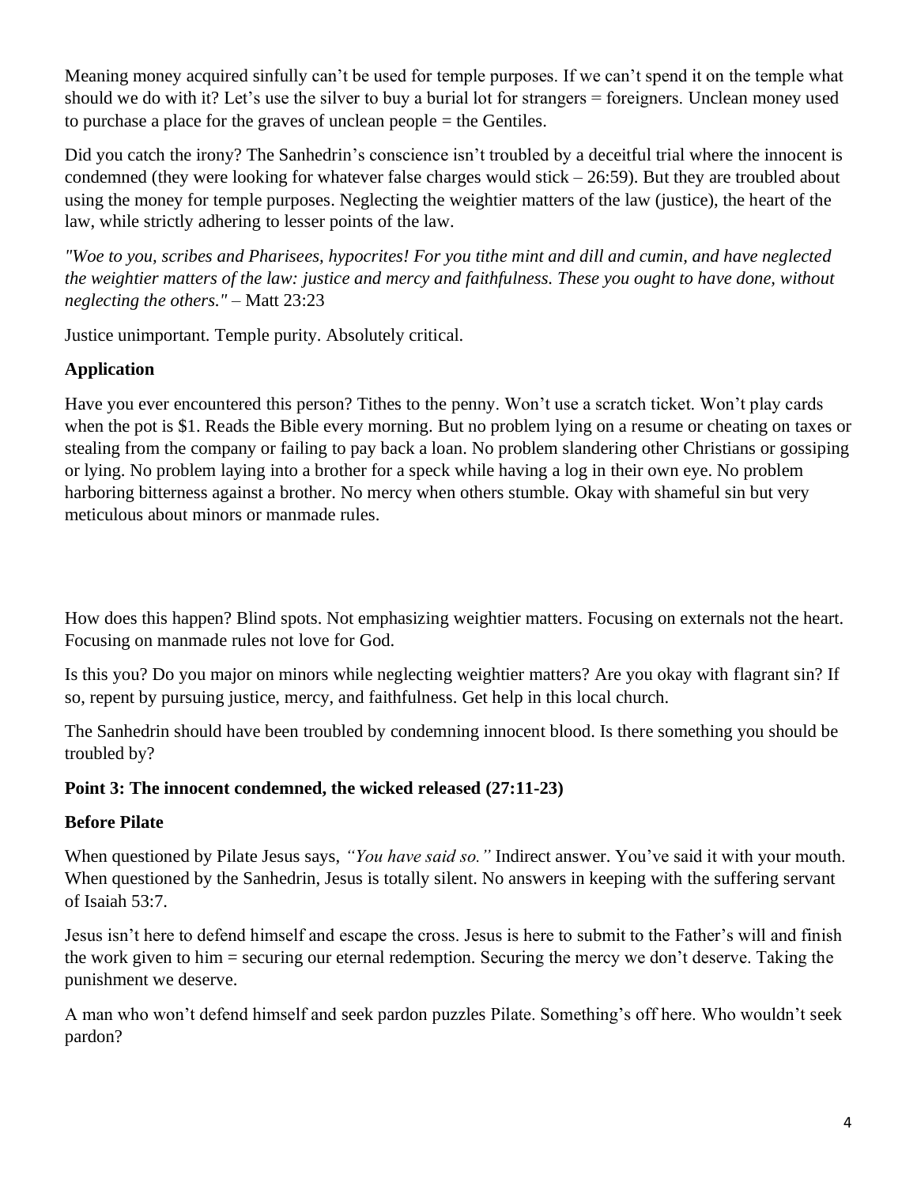Meaning money acquired sinfully can't be used for temple purposes. If we can't spend it on the temple what should we do with it? Let's use the silver to buy a burial lot for strangers = foreigners. Unclean money used to purchase a place for the graves of unclean people = the Gentiles.

Did you catch the irony? The Sanhedrin's conscience isn't troubled by a deceitful trial where the innocent is condemned (they were looking for whatever false charges would stick – 26:59). But they are troubled about using the money for temple purposes. Neglecting the weightier matters of the law (justice), the heart of the law, while strictly adhering to lesser points of the law.

*"Woe to you, scribes and Pharisees, hypocrites! For you tithe mint and dill and cumin, and have neglected the weightier matters of the law: justice and mercy and faithfulness. These you ought to have done, without neglecting the others."* – Matt 23:23

Justice unimportant. Temple purity. Absolutely critical.

**Application**

Have you ever encountered this person? Tithes to the penny. Won't use a scratch ticket. Won't play cards when the pot is $1. Reads the Bible every morning. But no problem lying on a resume or cheating on taxes or stealing from the company or failing to pay back a loan. No problem slandering other Christians or gossiping or lying. No problem laying into a brother for a speck while having a log in their own eye. No problem harboring bitterness against a brother. No mercy when others stumble. Okay with shameful sin but very meticulous about minors or manmade rules.

How does this happen? Blind spots. Not emphasizing weightier matters. Focusing on externals not the heart. Focusing on manmade rules not love for God.

Is this you? Do you major on minors while neglecting weightier matters? Are you okay with flagrant sin? If so, repent by pursuing justice, mercy, and faithfulness. Get help in this local church.

The Sanhedrin should have been troubled by condemning innocent blood. Is there something you should be troubled by?

**Point 3: The innocent condemned, the wicked released (27:11-23)**

**Before Pilate**

When questioned by Pilate Jesus says, *"You have said so."* Indirect answer. You've said it with your mouth. When questioned by the Sanhedrin, Jesus is totally silent. No answers in keeping with the suffering servant of Isaiah 53:7.

Jesus isn't here to defend himself and escape the cross. Jesus is here to submit to the Father's will and finish the work given to him = securing our eternal redemption. Securing the mercy we don't deserve. Taking the punishment we deserve.

A man who won't defend himself and seek pardon puzzles Pilate. Something's off here. Who wouldn't seek pardon?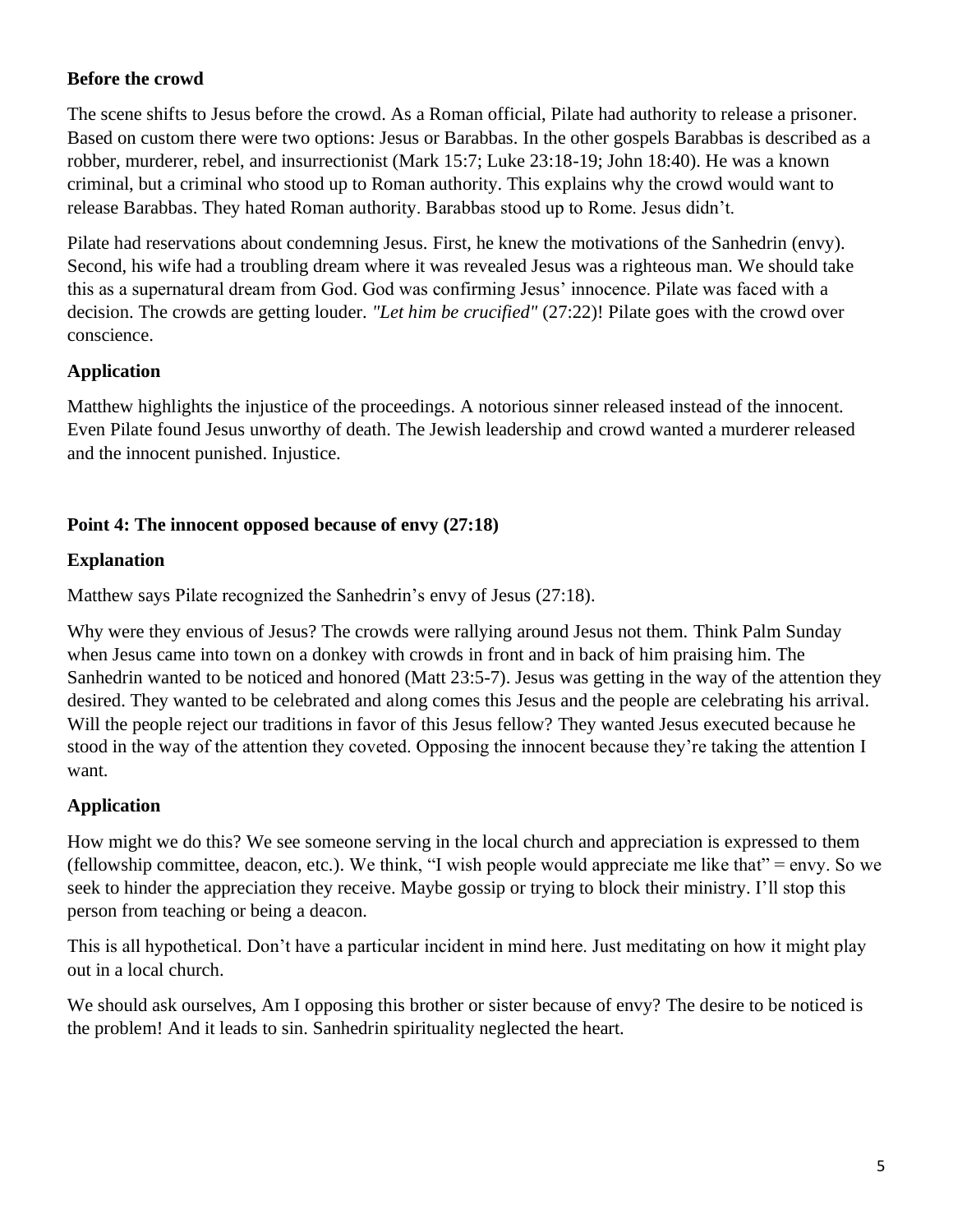**Before the crowd**

The scene shifts to Jesus before the crowd. As a Roman official, Pilate had authority to release a prisoner. Based on custom there were two options: Jesus or Barabbas. In the other gospels Barabbas is described as a robber, murderer, rebel, and insurrectionist (Mark 15:7; Luke 23:18-19; John 18:40). He was a known criminal, but a criminal who stood up to Roman authority. This explains why the crowd would want to release Barabbas. They hated Roman authority. Barabbas stood up to Rome. Jesus didn't.

Pilate had reservations about condemning Jesus. First, he knew the motivations of the Sanhedrin (envy). Second, his wife had a troubling dream where it was revealed Jesus was a righteous man. We should take this as a supernatural dream from God. God was confirming Jesus' innocence. Pilate was faced with a decision. The crowds are getting louder. *"Let him be crucified"* (27:22)! Pilate goes with the crowd over conscience.

**Application**

Matthew highlights the injustice of the proceedings. A notorious sinner released instead of the innocent. Even Pilate found Jesus unworthy of death. The Jewish leadership and crowd wanted a murderer released and the innocent punished. Injustice.

**Point 4: The innocent opposed because of envy (27:18)**

**Explanation**

Matthew says Pilate recognized the Sanhedrin's envy of Jesus (27:18).

Why were they envious of Jesus? The crowds were rallying around Jesus not them. Think Palm Sunday when Jesus came into town on a donkey with crowds in front and in back of him praising him. The Sanhedrin wanted to be noticed and honored (Matt 23:5-7). Jesus was getting in the way of the attention they desired. They wanted to be celebrated and along comes this Jesus and the people are celebrating his arrival. Will the people reject our traditions in favor of this Jesus fellow? They wanted Jesus executed because he stood in the way of the attention they coveted. Opposing the innocent because they're taking the attention I want.

**Application**

How might we do this? We see someone serving in the local church and appreciation is expressed to them (fellowship committee, deacon, etc.). We think, "I wish people would appreciate me like that" = envy. So we seek to hinder the appreciation they receive. Maybe gossip or trying to block their ministry. I'll stop this person from teaching or being a deacon.

This is all hypothetical. Don't have a particular incident in mind here. Just meditating on how it might play out in a local church.

We should ask ourselves, Am I opposing this brother or sister because of envy? The desire to be noticed is the problem! And it leads to sin. Sanhedrin spirituality neglected the heart.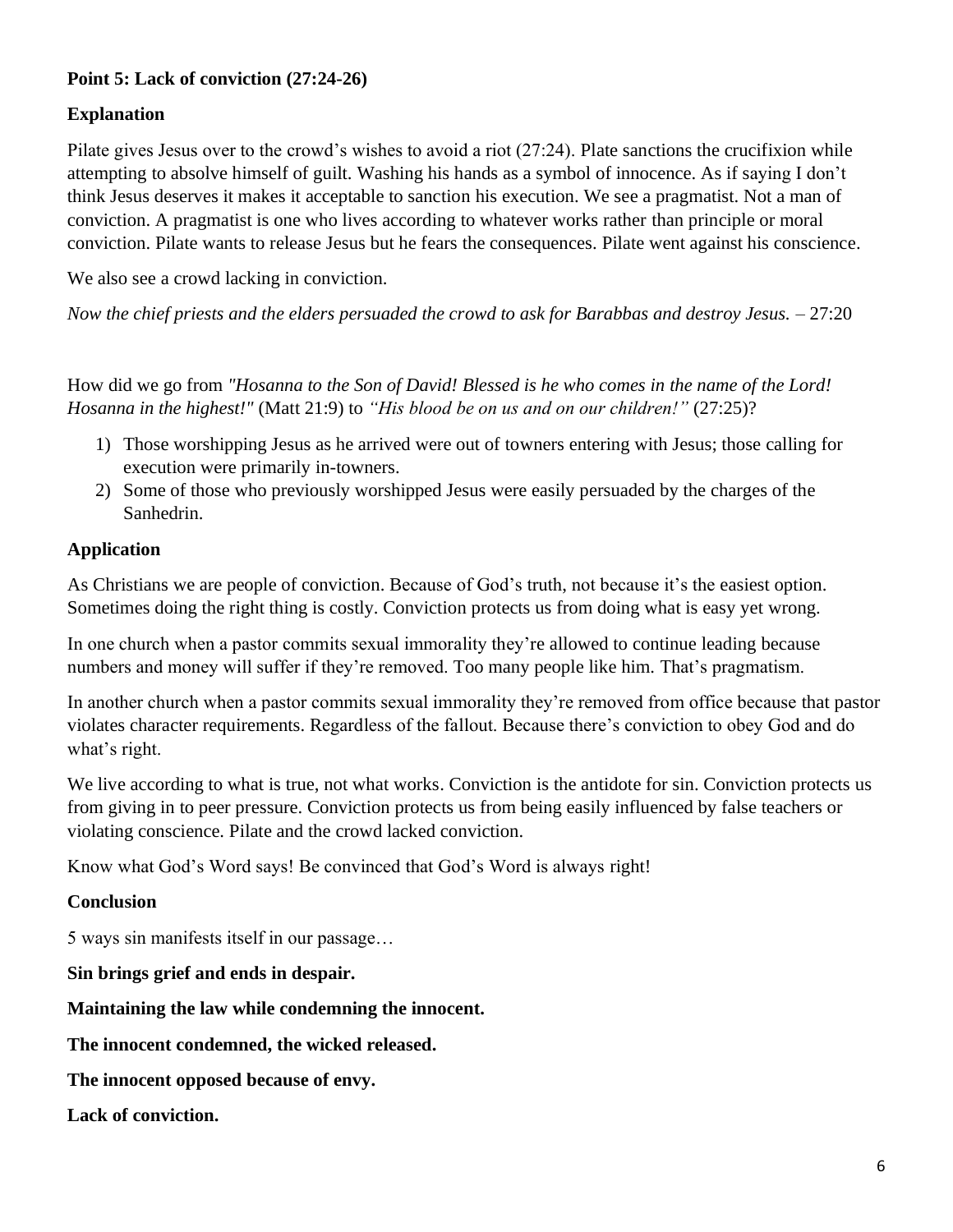**Point 5: Lack of conviction (27:24-26)**

**Explanation**

Pilate gives Jesus over to the crowd's wishes to avoid a riot (27:24). Plate sanctions the crucifixion while attempting to absolve himself of guilt. Washing his hands as a symbol of innocence. As if saying I don't think Jesus deserves it makes it acceptable to sanction his execution. We see a pragmatist. Not a man of conviction. A pragmatist is one who lives according to whatever works rather than principle or moral conviction. Pilate wants to release Jesus but he fears the consequences. Pilate went against his conscience.

We also see a crowd lacking in conviction.

*Now the chief priests and the elders persuaded the crowd to ask for Barabbas and destroy Jesus.* – 27:20

How did we go from *"Hosanna to the Son of David! Blessed is he who comes in the name of the Lord! Hosanna in the highest!"* (Matt 21:9) to *"His blood be on us and on our children!"* (27:25)?

1) Those worshipping Jesus as he arrived were out of towners entering with Jesus; those calling for execution were primarily in-towners.
2) Some of those who previously worshipped Jesus were easily persuaded by the charges of the Sanhedrin.

**Application**

As Christians we are people of conviction. Because of God's truth, not because it's the easiest option. Sometimes doing the right thing is costly. Conviction protects us from doing what is easy yet wrong.

In one church when a pastor commits sexual immorality they're allowed to continue leading because numbers and money will suffer if they're removed. Too many people like him. That's pragmatism.

In another church when a pastor commits sexual immorality they're removed from office because that pastor violates character requirements. Regardless of the fallout. Because there's conviction to obey God and do what's right.

We live according to what is true, not what works. Conviction is the antidote for sin. Conviction protects us from giving in to peer pressure. Conviction protects us from being easily influenced by false teachers or violating conscience. Pilate and the crowd lacked conviction.

Know what God's Word says! Be convinced that God's Word is always right!

**Conclusion**

5 ways sin manifests itself in our passage…

**Sin brings grief and ends in despair.**

**Maintaining the law while condemning the innocent.**

**The innocent condemned, the wicked released.**

**The innocent opposed because of envy.**

**Lack of conviction.**